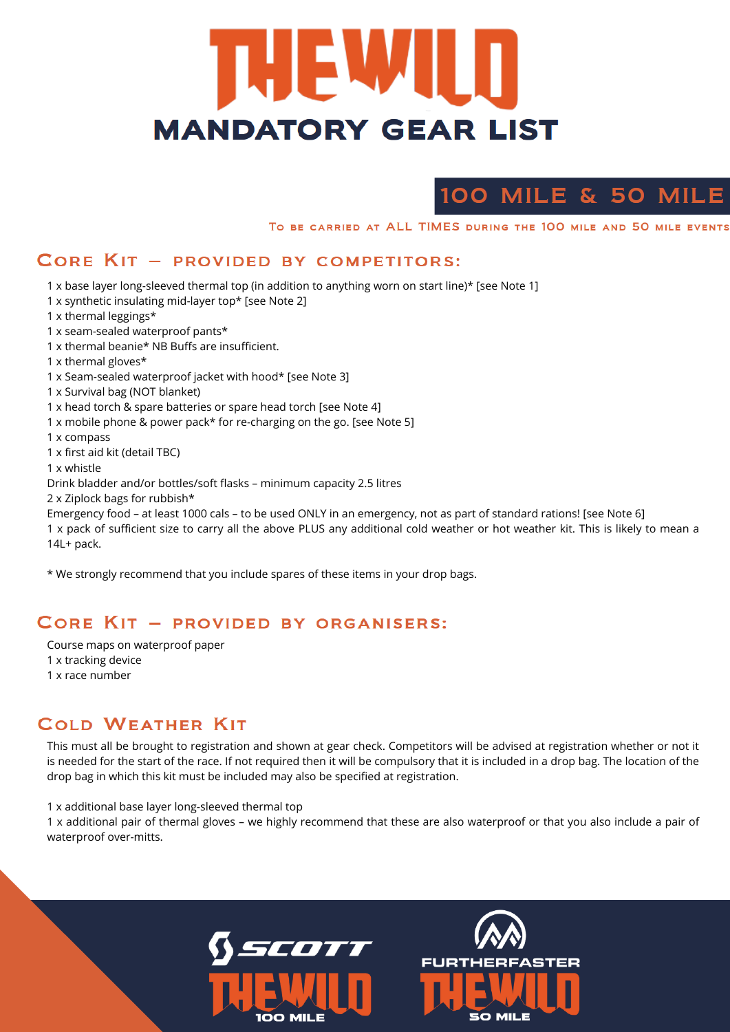# THE WILD

# MANDATORY GEAR LIST

## 100 MILE & 50 MILE

To be carried at ALL TIMES during the 100 mile and 50 mile events

### Core Kit – provided by competitors:

1 x base layer long-sleeved thermal top (in addition to anything worn on start line)* [see Note 1]
1 x synthetic insulating mid-layer top* [see Note 2]
1 x thermal leggings*
1 x seam-sealed waterproof pants*
1 x thermal beanie* NB Buffs are insufficient.
1 x thermal gloves*
1 x Seam-sealed waterproof jacket with hood* [see Note 3]
1 x Survival bag (NOT blanket)
1 x head torch & spare batteries or spare head torch [see Note 4]
1 x mobile phone & power pack* for re-charging on the go. [see Note 5]
1 x compass
1 x first aid kit (detail TBC)
1 x whistle
Drink bladder and/or bottles/soft flasks – minimum capacity 2.5 litres
2 x Ziplock bags for rubbish*
Emergency food – at least 1000 cals – to be used ONLY in an emergency, not as part of standard rations! [see Note 6]
1 x pack of sufficient size to carry all the above PLUS any additional cold weather or hot weather kit. This is likely to mean a 14L+ pack.

* We strongly recommend that you include spares of these items in your drop bags.

### Core Kit – provided by organisers:

Course maps on waterproof paper
1 x tracking device
1 x race number

### Cold Weather Kit

This must all be brought to registration and shown at gear check. Competitors will be advised at registration whether or not it is needed for the start of the race. If not required then it will be compulsory that it is included in a drop bag. The location of the drop bag in which this kit must be included may also be specified at registration.

1 x additional base layer long-sleeved thermal top
1 x additional pair of thermal gloves – we highly recommend that these are also waterproof or that you also include a pair of waterproof over-mitts.

SCOTT THE WILD 100 MILE

FURTHERFASTER THE WILD 50 MILE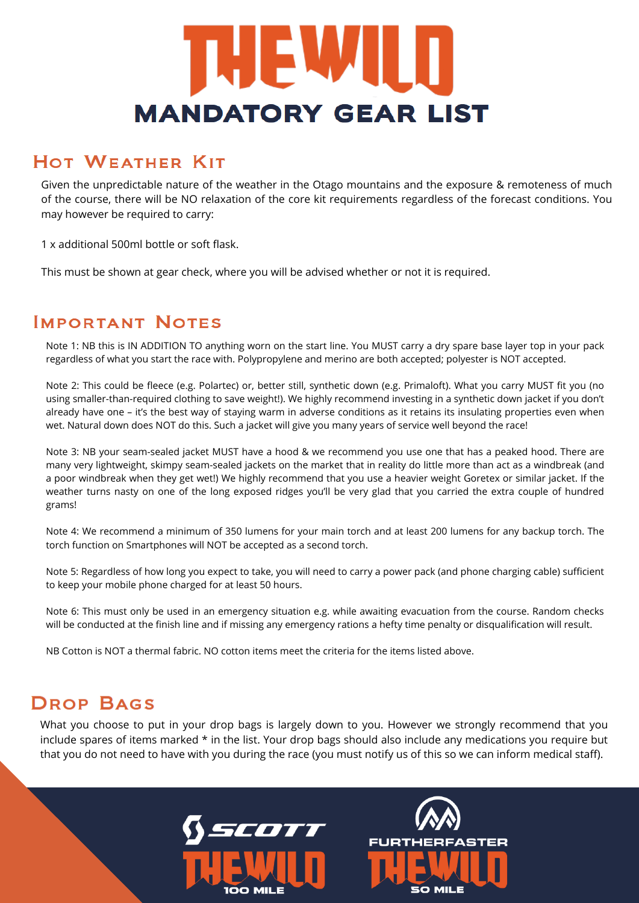# THE WILD
## MANDATORY GEAR LIST

## Hot Weather Kit

Given the unpredictable nature of the weather in the Otago mountains and the exposure & remoteness of much of the course, there will be NO relaxation of the core kit requirements regardless of the forecast conditions. You may however be required to carry:

1 x additional 500ml bottle or soft flask.

This must be shown at gear check, where you will be advised whether or not it is required.

## Important Notes

Note 1: NB this is IN ADDITION TO anything worn on the start line. You MUST carry a dry spare base layer top in your pack regardless of what you start the race with. Polypropylene and merino are both accepted; polyester is NOT accepted.

Note 2: This could be fleece (e.g. Polartec) or, better still, synthetic down (e.g. Primaloft). What you carry MUST fit you (no using smaller-than-required clothing to save weight!). We highly recommend investing in a synthetic down jacket if you don't already have one – it's the best way of staying warm in adverse conditions as it retains its insulating properties even when wet. Natural down does NOT do this. Such a jacket will give you many years of service well beyond the race!

Note 3: NB your seam-sealed jacket MUST have a hood & we recommend you use one that has a peaked hood. There are many very lightweight, skimpy seam-sealed jackets on the market that in reality do little more than act as a windbreak (and a poor windbreak when they get wet!) We highly recommend that you use a heavier weight Goretex or similar jacket. If the weather turns nasty on one of the long exposed ridges you'll be very glad that you carried the extra couple of hundred grams!

Note 4: We recommend a minimum of 350 lumens for your main torch and at least 200 lumens for any backup torch. The torch function on Smartphones will NOT be accepted as a second torch.

Note 5: Regardless of how long you expect to take, you will need to carry a power pack (and phone charging cable) sufficient to keep your mobile phone charged for at least 50 hours.

Note 6: This must only be used in an emergency situation e.g. while awaiting evacuation from the course. Random checks will be conducted at the finish line and if missing any emergency rations a hefty time penalty or disqualification will result.

NB Cotton is NOT a thermal fabric. NO cotton items meet the criteria for the items listed above.

## Drop Bags

What you choose to put in your drop bags is largely down to you. However we strongly recommend that you include spares of items marked * in the list. Your drop bags should also include any medications you require but that you do not need to have with you during the race (you must notify us of this so we can inform medical staff).

SCOTT THE WILD 100 MILE

FURTHERFASTER THE WILD 50 MILE